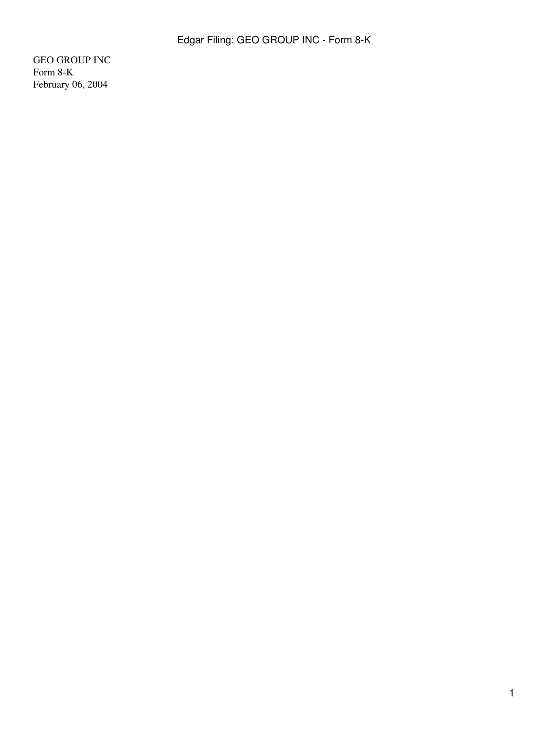GEO GROUP INC
Form 8-K
February 06, 2004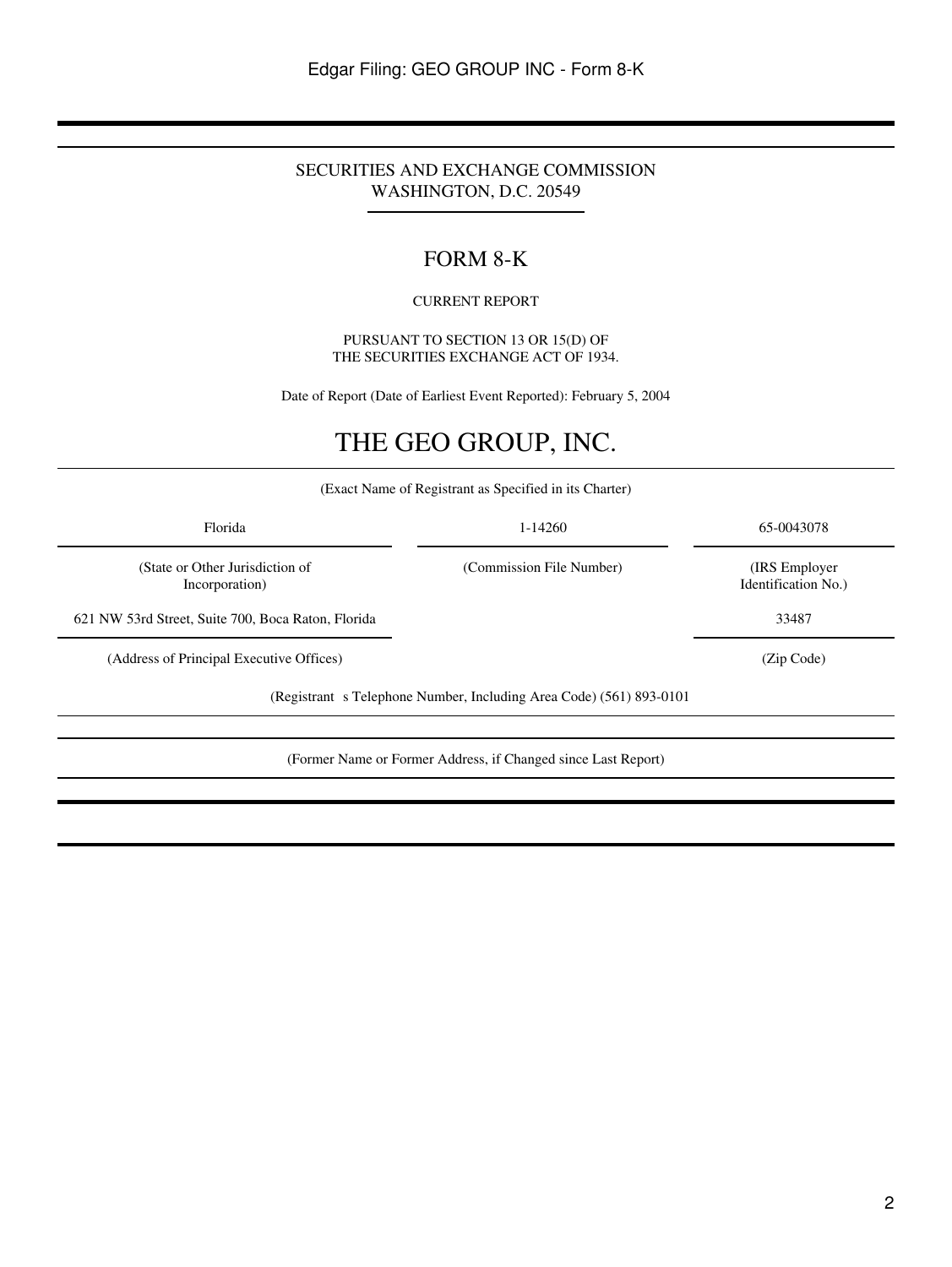SECURITIES AND EXCHANGE COMMISSION
WASHINGTON, D.C. 20549

# FORM 8-K

CURRENT REPORT

PURSUANT TO SECTION 13 OR 15(D) OF
THE SECURITIES EXCHANGE ACT OF 1934.

Date of Report (Date of Earliest Event Reported): February 5, 2004

# THE GEO GROUP, INC.

(Exact Name of Registrant as Specified in its Charter)

| Florida | 1-14260 | 65-0043078 |
|---|---|---|
| (State or Other Jurisdiction of Incorporation) | (Commission File Number) | (IRS Employer Identification No.) |

| 621 NW 53rd Street, Suite 700, Boca Raton, Florida | 33487 |
|---|---|
| (Address of Principal Executive Offices) | (Zip Code) |

(Registrant s Telephone Number, Including Area Code) (561) 893-0101

(Former Name or Former Address, if Changed since Last Report)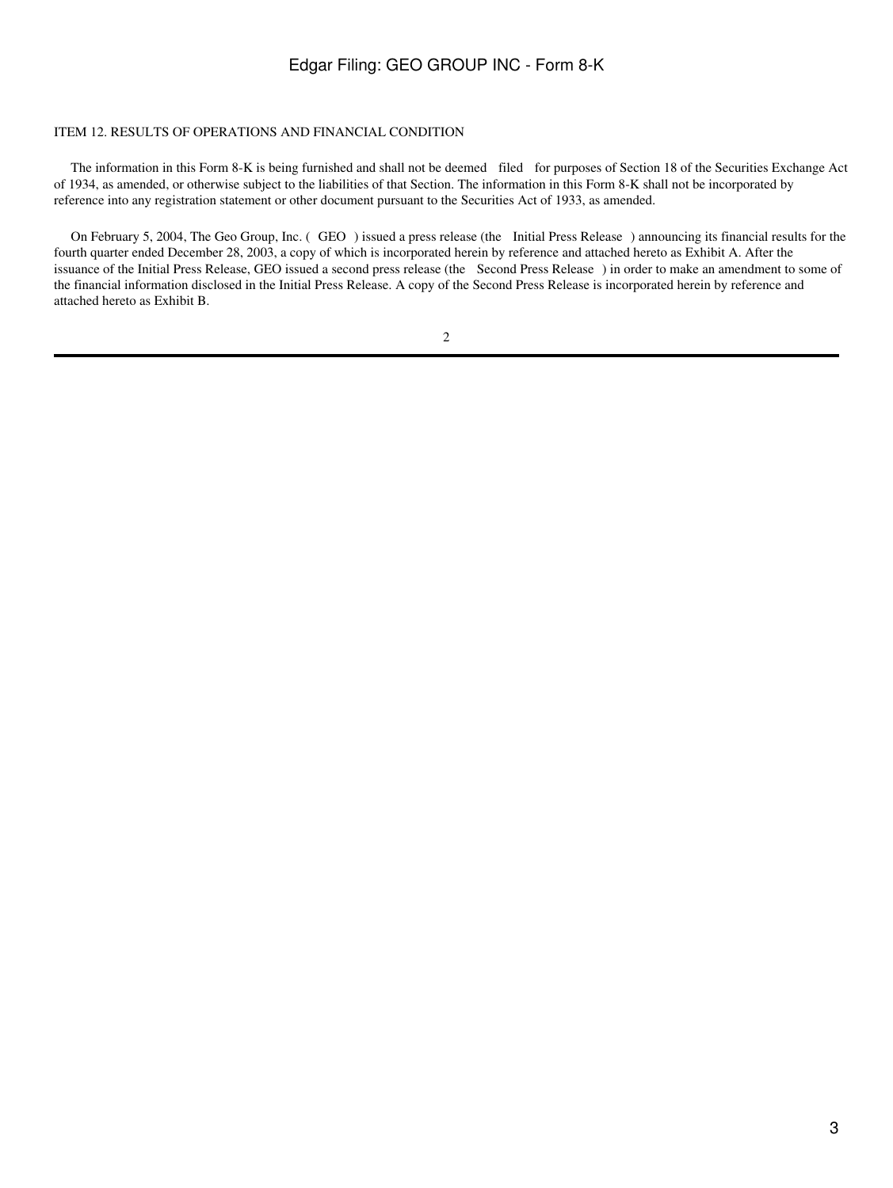ITEM 12. RESULTS OF OPERATIONS AND FINANCIAL CONDITION

The information in this Form 8-K is being furnished and shall not be deemed "filed" for purposes of Section 18 of the Securities Exchange Act of 1934, as amended, or otherwise subject to the liabilities of that Section. The information in this Form 8-K shall not be incorporated by reference into any registration statement or other document pursuant to the Securities Act of 1933, as amended.

On February 5, 2004, The Geo Group, Inc. ("GEO") issued a press release (the "Initial Press Release") announcing its financial results for the fourth quarter ended December 28, 2003, a copy of which is incorporated herein by reference and attached hereto as Exhibit A. After the issuance of the Initial Press Release, GEO issued a second press release (the "Second Press Release") in order to make an amendment to some of the financial information disclosed in the Initial Press Release. A copy of the Second Press Release is incorporated herein by reference and attached hereto as Exhibit B.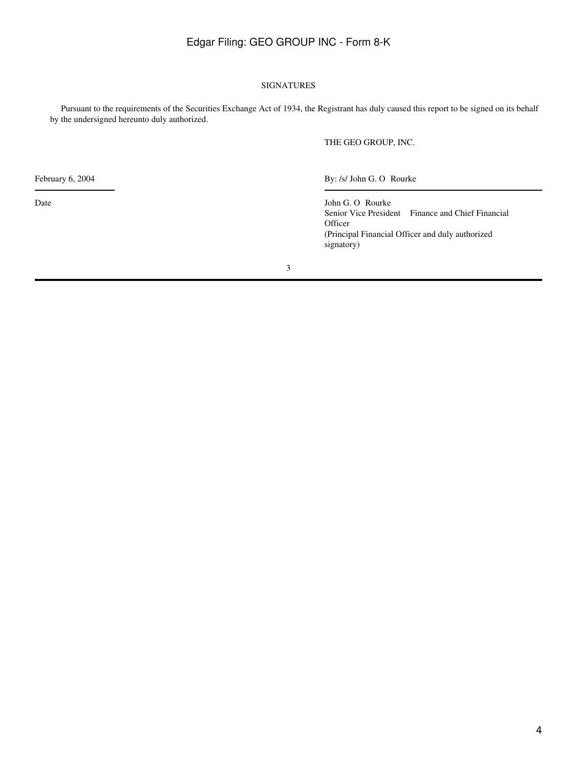# SIGNATURES

Pursuant to the requirements of the Securities Exchange Act of 1934, the Registrant has duly caused this report to be signed on its behalf by the undersigned hereunto duly authorized.

THE GEO GROUP, INC.

| | |
|---|---|
| February 6, 2004 | By: /s/ John G. O Rourke |
| Date | John G. O Rourke<br>Senior Vice President Finance and Chief Financial Officer<br>(Principal Financial Officer and duly authorized signatory) |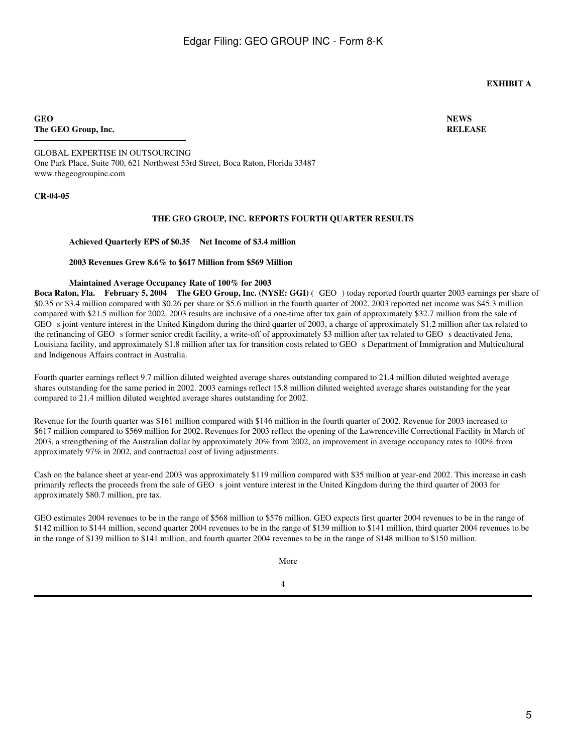**EXHIBIT A**

**GEO**
**The GEO Group, Inc.**

**NEWS RELEASE**

GLOBAL EXPERTISE IN OUTSOURCING
One Park Place, Suite 700, 621 Northwest 53rd Street, Boca Raton, Florida 33487
www.thegeogroupinc.com

**CR-04-05**

**THE GEO GROUP, INC. REPORTS FOURTH QUARTER RESULTS**

**Achieved Quarterly EPS of $0.35 Net Income of $3.4 million**

**2003 Revenues Grew 8.6% to $617 Million from $569 Million**

**Maintained Average Occupancy Rate of 100% for 2003**

**Boca Raton, Fla. February 5, 2004 The GEO Group, Inc. (NYSE: GGI)** ( GEO ) today reported fourth quarter 2003 earnings per share of $0.35 or $3.4 million compared with $0.26 per share or $5.6 million in the fourth quarter of 2002. 2003 reported net income was $45.3 million compared with $21.5 million for 2002. 2003 results are inclusive of a one-time after tax gain of approximately $32.7 million from the sale of GEO s joint venture interest in the United Kingdom during the third quarter of 2003, a charge of approximately $1.2 million after tax related to the refinancing of GEO s former senior credit facility, a write-off of approximately $3 million after tax related to GEO s deactivated Jena, Louisiana facility, and approximately $1.8 million after tax for transition costs related to GEO s Department of Immigration and Multicultural and Indigenous Affairs contract in Australia.

Fourth quarter earnings reflect 9.7 million diluted weighted average shares outstanding compared to 21.4 million diluted weighted average shares outstanding for the same period in 2002. 2003 earnings reflect 15.8 million diluted weighted average shares outstanding for the year compared to 21.4 million diluted weighted average shares outstanding for 2002.

Revenue for the fourth quarter was $161 million compared with $146 million in the fourth quarter of 2002. Revenue for 2003 increased to $617 million compared to $569 million for 2002. Revenues for 2003 reflect the opening of the Lawrenceville Correctional Facility in March of 2003, a strengthening of the Australian dollar by approximately 20% from 2002, an improvement in average occupancy rates to 100% from approximately 97% in 2002, and contractual cost of living adjustments.

Cash on the balance sheet at year-end 2003 was approximately $119 million compared with $35 million at year-end 2002. This increase in cash primarily reflects the proceeds from the sale of GEO s joint venture interest in the United Kingdom during the third quarter of 2003 for approximately $80.7 million, pre tax.

GEO estimates 2004 revenues to be in the range of $568 million to $576 million. GEO expects first quarter 2004 revenues to be in the range of $142 million to $144 million, second quarter 2004 revenues to be in the range of $139 million to $141 million, third quarter 2004 revenues to be in the range of $139 million to $141 million, and fourth quarter 2004 revenues to be in the range of $148 million to $150 million.

More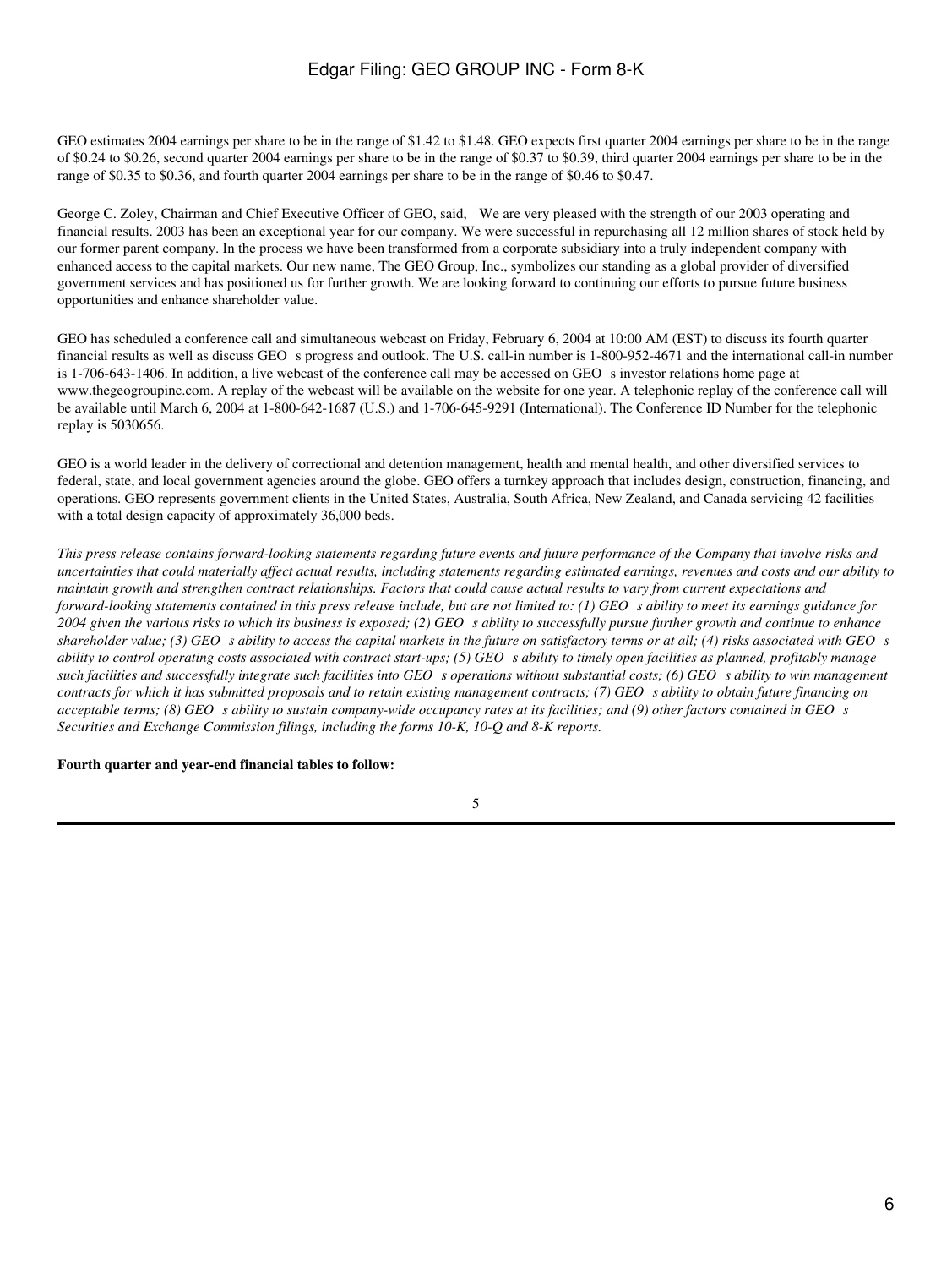GEO estimates 2004 earnings per share to be in the range of $1.42 to $1.48. GEO expects first quarter 2004 earnings per share to be in the range of $0.24 to $0.26, second quarter 2004 earnings per share to be in the range of $0.37 to $0.39, third quarter 2004 earnings per share to be in the range of $0.35 to $0.36, and fourth quarter 2004 earnings per share to be in the range of $0.46 to $0.47.

George C. Zoley, Chairman and Chief Executive Officer of GEO, said, We are very pleased with the strength of our 2003 operating and financial results. 2003 has been an exceptional year for our company. We were successful in repurchasing all 12 million shares of stock held by our former parent company. In the process we have been transformed from a corporate subsidiary into a truly independent company with enhanced access to the capital markets. Our new name, The GEO Group, Inc., symbolizes our standing as a global provider of diversified government services and has positioned us for further growth. We are looking forward to continuing our efforts to pursue future business opportunities and enhance shareholder value.

GEO has scheduled a conference call and simultaneous webcast on Friday, February 6, 2004 at 10:00 AM (EST) to discuss its fourth quarter financial results as well as discuss GEO s progress and outlook. The U.S. call-in number is 1-800-952-4671 and the international call-in number is 1-706-643-1406. In addition, a live webcast of the conference call may be accessed on GEO s investor relations home page at www.thegeogroupinc.com. A replay of the webcast will be available on the website for one year. A telephonic replay of the conference call will be available until March 6, 2004 at 1-800-642-1687 (U.S.) and 1-706-645-9291 (International). The Conference ID Number for the telephonic replay is 5030656.

GEO is a world leader in the delivery of correctional and detention management, health and mental health, and other diversified services to federal, state, and local government agencies around the globe. GEO offers a turnkey approach that includes design, construction, financing, and operations. GEO represents government clients in the United States, Australia, South Africa, New Zealand, and Canada servicing 42 facilities with a total design capacity of approximately 36,000 beds.

*This press release contains forward-looking statements regarding future events and future performance of the Company that involve risks and uncertainties that could materially affect actual results, including statements regarding estimated earnings, revenues and costs and our ability to maintain growth and strengthen contract relationships. Factors that could cause actual results to vary from current expectations and forward-looking statements contained in this press release include, but are not limited to: (1) GEO s ability to meet its earnings guidance for 2004 given the various risks to which its business is exposed; (2) GEO s ability to successfully pursue further growth and continue to enhance shareholder value; (3) GEO s ability to access the capital markets in the future on satisfactory terms or at all; (4) risks associated with GEO s ability to control operating costs associated with contract start-ups; (5) GEO s ability to timely open facilities as planned, profitably manage such facilities and successfully integrate such facilities into GEO s operations without substantial costs; (6) GEO s ability to win management contracts for which it has submitted proposals and to retain existing management contracts; (7) GEO s ability to obtain future financing on acceptable terms; (8) GEO s ability to sustain company-wide occupancy rates at its facilities; and (9) other factors contained in GEO s Securities and Exchange Commission filings, including the forms 10-K, 10-Q and 8-K reports.*

**Fourth quarter and year-end financial tables to follow:**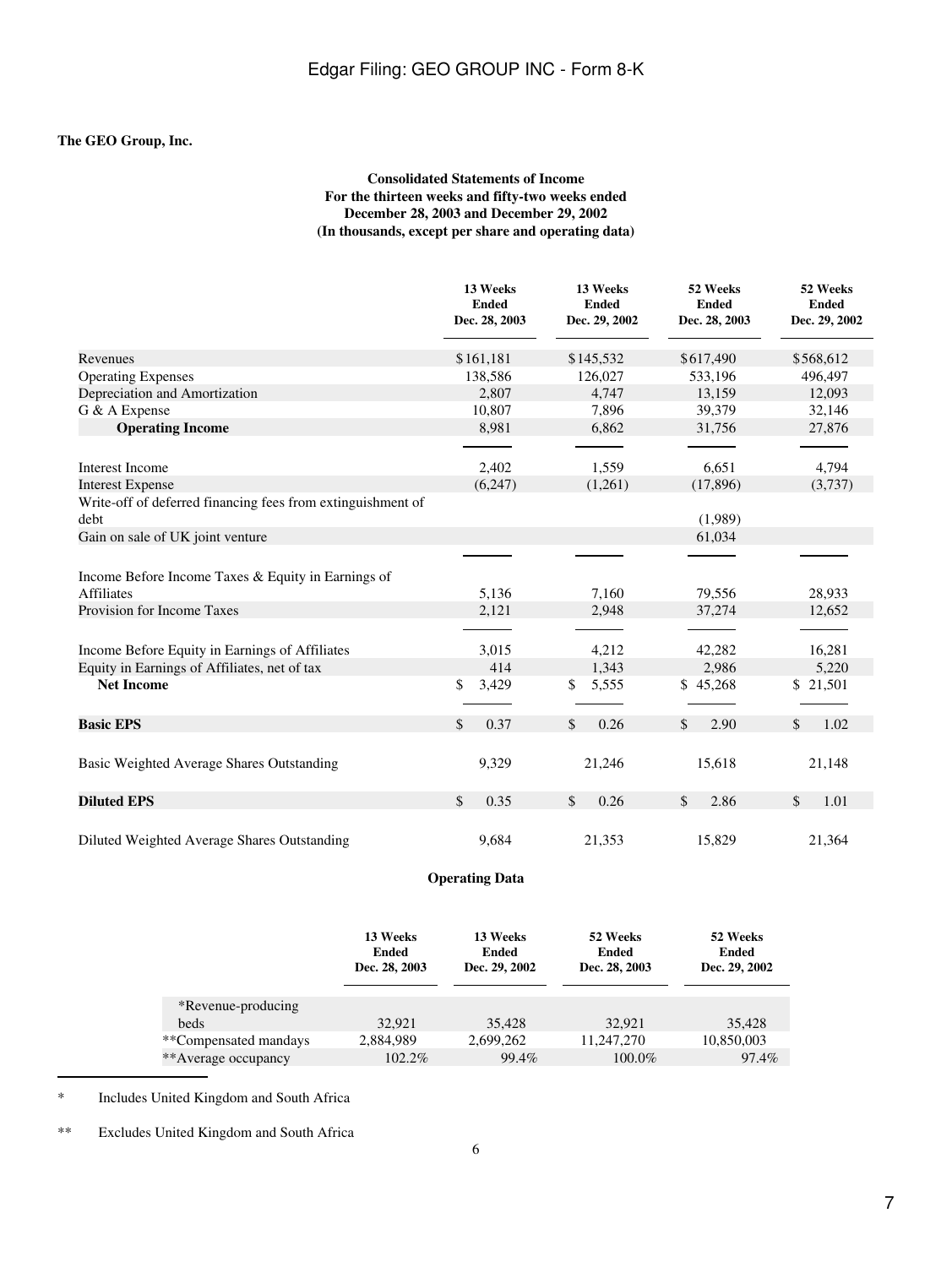**The GEO Group, Inc.**

**Consolidated Statements of Income**
**For the thirteen weeks and fifty-two weeks ended**
**December 28, 2003 and December 29, 2002**
**(In thousands, except per share and operating data)**

| | 13 Weeks Ended Dec. 28, 2003 | 13 Weeks Ended Dec. 29, 2002 | 52 Weeks Ended Dec. 28, 2003 | 52 Weeks Ended Dec. 29, 2002 |
|---|---|---|---|---|
| Revenues | $161,181 | $145,532 | $617,490 | $568,612 |
| Operating Expenses | 138,586 | 126,027 | 533,196 | 496,497 |
| Depreciation and Amortization | 2,807 | 4,747 | 13,159 | 12,093 |
| G & A Expense | 10,807 | 7,896 | 39,379 | 32,146 |
| **Operating Income** | 8,981 | 6,862 | 31,756 | 27,876 |
| Interest Income | 2,402 | 1,559 | 6,651 | 4,794 |
| Interest Expense | (6,247) | (1,261) | (17,896) | (3,737) |
| Write-off of deferred financing fees from extinguishment of debt | | | (1,989) | |
| Gain on sale of UK joint venture | | | 61,034 | |
| Income Before Income Taxes & Equity in Earnings of Affiliates | 5,136 | 7,160 | 79,556 | 28,933 |
| Provision for Income Taxes | 2,121 | 2,948 | 37,274 | 12,652 |
| Income Before Equity in Earnings of Affiliates | 3,015 | 4,212 | 42,282 | 16,281 |
| Equity in Earnings of Affiliates, net of tax | 414 | 1,343 | 2,986 | 5,220 |
| **Net Income** | $ 3,429 | $ 5,555 | $ 45,268 | $ 21,501 |
| **Basic EPS** | $ 0.37 | $ 0.26 | $ 2.90 | $ 1.02 |
| Basic Weighted Average Shares Outstanding | 9,329 | 21,246 | 15,618 | 21,148 |
| **Diluted EPS** | $ 0.35 | $ 0.26 | $ 2.86 | $ 1.01 |
| Diluted Weighted Average Shares Outstanding | 9,684 | 21,353 | 15,829 | 21,364 |

**Operating Data**

| | 13 Weeks Ended Dec. 28, 2003 | 13 Weeks Ended Dec. 29, 2002 | 52 Weeks Ended Dec. 28, 2003 | 52 Weeks Ended Dec. 29, 2002 |
|---|---|---|---|---|
| *Revenue-producing beds | 32,921 | 35,428 | 32,921 | 35,428 |
| **Compensated mandays | 2,884,989 | 2,699,262 | 11,247,270 | 10,850,003 |
| **Average occupancy | 102.2% | 99.4% | 100.0% | 97.4% |

\* Includes United Kingdom and South Africa

\*\* Excludes United Kingdom and South Africa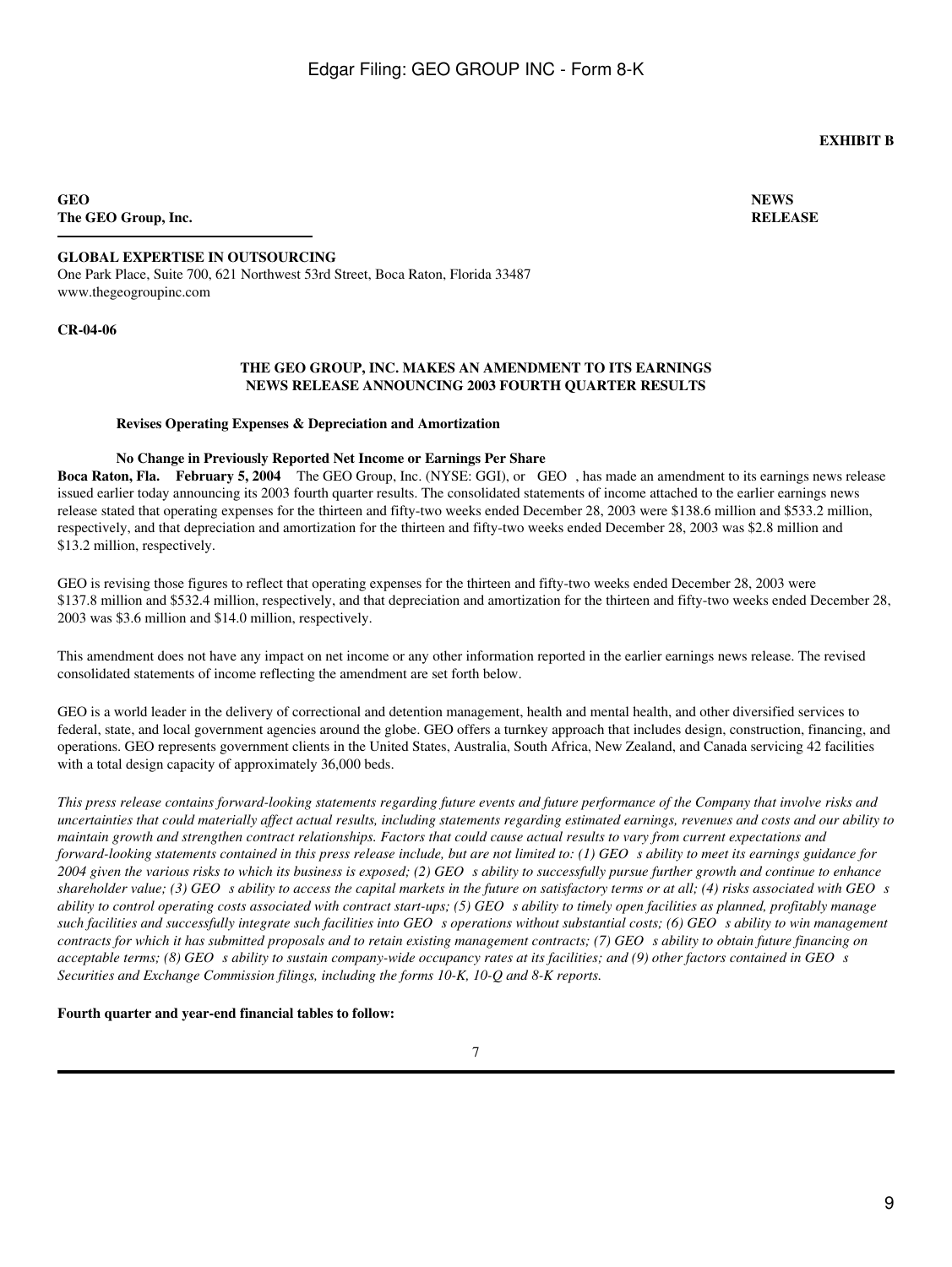**EXHIBIT B**

**GEO**
**The GEO Group, Inc.**

**NEWS RELEASE**

**GLOBAL EXPERTISE IN OUTSOURCING**
One Park Place, Suite 700, 621 Northwest 53rd Street, Boca Raton, Florida 33487
www.thegeogroupinc.com

**CR-04-06**

**THE GEO GROUP, INC. MAKES AN AMENDMENT TO ITS EARNINGS NEWS RELEASE ANNOUNCING 2003 FOURTH QUARTER RESULTS**

**Revises Operating Expenses & Depreciation and Amortization**

**No Change in Previously Reported Net Income or Earnings Per Share**

**Boca Raton, Fla. February 5, 2004** The GEO Group, Inc. (NYSE: GGI), or GEO, has made an amendment to its earnings news release issued earlier today announcing its 2003 fourth quarter results. The consolidated statements of income attached to the earlier earnings news release stated that operating expenses for the thirteen and fifty-two weeks ended December 28, 2003 were $138.6 million and $533.2 million, respectively, and that depreciation and amortization for the thirteen and fifty-two weeks ended December 28, 2003 was $2.8 million and $13.2 million, respectively.

GEO is revising those figures to reflect that operating expenses for the thirteen and fifty-two weeks ended December 28, 2003 were $137.8 million and $532.4 million, respectively, and that depreciation and amortization for the thirteen and fifty-two weeks ended December 28, 2003 was $3.6 million and $14.0 million, respectively.

This amendment does not have any impact on net income or any other information reported in the earlier earnings news release. The revised consolidated statements of income reflecting the amendment are set forth below.

GEO is a world leader in the delivery of correctional and detention management, health and mental health, and other diversified services to federal, state, and local government agencies around the globe. GEO offers a turnkey approach that includes design, construction, financing, and operations. GEO represents government clients in the United States, Australia, South Africa, New Zealand, and Canada servicing 42 facilities with a total design capacity of approximately 36,000 beds.

*This press release contains forward-looking statements regarding future events and future performance of the Company that involve risks and uncertainties that could materially affect actual results, including statements regarding estimated earnings, revenues and costs and our ability to maintain growth and strengthen contract relationships. Factors that could cause actual results to vary from current expectations and forward-looking statements contained in this press release include, but are not limited to: (1) GEO s ability to meet its earnings guidance for 2004 given the various risks to which its business is exposed; (2) GEO s ability to successfully pursue further growth and continue to enhance shareholder value; (3) GEO s ability to access the capital markets in the future on satisfactory terms or at all; (4) risks associated with GEO s ability to control operating costs associated with contract start-ups; (5) GEO s ability to timely open facilities as planned, profitably manage such facilities and successfully integrate such facilities into GEO s operations without substantial costs; (6) GEO s ability to win management contracts for which it has submitted proposals and to retain existing management contracts; (7) GEO s ability to obtain future financing on acceptable terms; (8) GEO s ability to sustain company-wide occupancy rates at its facilities; and (9) other factors contained in GEO s Securities and Exchange Commission filings, including the forms 10-K, 10-Q and 8-K reports.*

**Fourth quarter and year-end financial tables to follow:**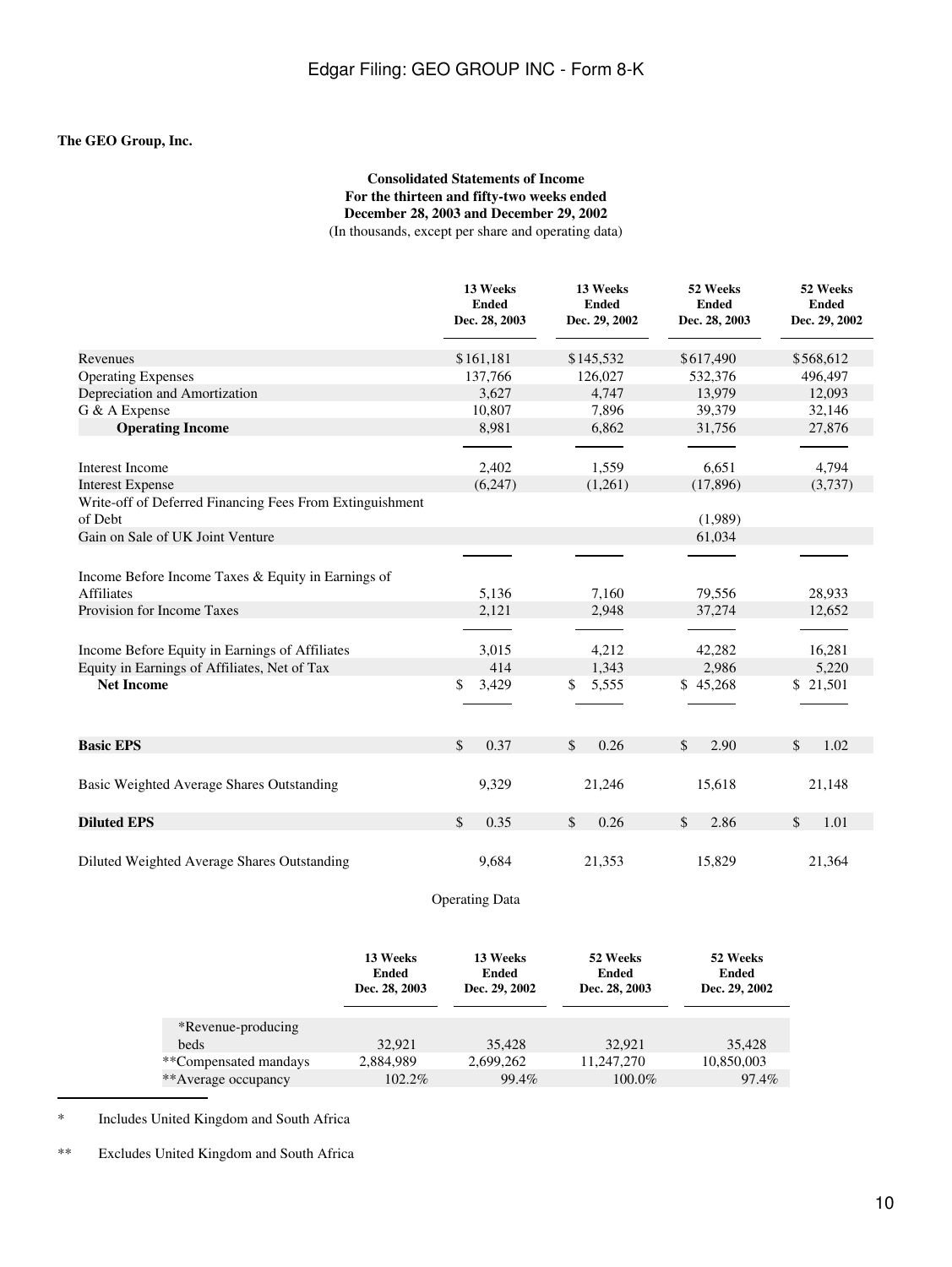**The GEO Group, Inc.**

**Consolidated Statements of Income**
**For the thirteen and fifty-two weeks ended**
**December 28, 2003 and December 29, 2002**
(In thousands, except per share and operating data)

| | 13 Weeks Ended Dec. 28, 2003 | 13 Weeks Ended Dec. 29, 2002 | 52 Weeks Ended Dec. 28, 2003 | 52 Weeks Ended Dec. 29, 2002 |
|---|---|---|---|---|
| Revenues | $161,181 | $145,532 | $617,490 | $568,612 |
| Operating Expenses | 137,766 | 126,027 | 532,376 | 496,497 |
| Depreciation and Amortization | 3,627 | 4,747 | 13,979 | 12,093 |
| G & A Expense | 10,807 | 7,896 | 39,379 | 32,146 |
| **Operating Income** | 8,981 | 6,862 | 31,756 | 27,876 |
| Interest Income | 2,402 | 1,559 | 6,651 | 4,794 |
| Interest Expense | (6,247) | (1,261) | (17,896) | (3,737) |
| Write-off of Deferred Financing Fees From Extinguishment of Debt | | | (1,989) | |
| Gain on Sale of UK Joint Venture | | | 61,034 | |
| Income Before Income Taxes & Equity in Earnings of Affiliates | 5,136 | 7,160 | 79,556 | 28,933 |
| Provision for Income Taxes | 2,121 | 2,948 | 37,274 | 12,652 |
| Income Before Equity in Earnings of Affiliates | 3,015 | 4,212 | 42,282 | 16,281 |
| Equity in Earnings of Affiliates, Net of Tax | 414 | 1,343 | 2,986 | 5,220 |
| **Net Income** | $ 3,429 | $ 5,555 | $ 45,268 | $ 21,501 |
| **Basic EPS** | $ 0.37 | $ 0.26 | $ 2.90 | $ 1.02 |
| Basic Weighted Average Shares Outstanding | 9,329 | 21,246 | 15,618 | 21,148 |
| **Diluted EPS** | $ 0.35 | $ 0.26 | $ 2.86 | $ 1.01 |
| Diluted Weighted Average Shares Outstanding | 9,684 | 21,353 | 15,829 | 21,364 |

Operating Data

| | 13 Weeks Ended Dec. 28, 2003 | 13 Weeks Ended Dec. 29, 2002 | 52 Weeks Ended Dec. 28, 2003 | 52 Weeks Ended Dec. 29, 2002 |
|---|---|---|---|---|
| *Revenue-producing beds | 32,921 | 35,428 | 32,921 | 35,428 |
| **Compensated mandays | 2,884,989 | 2,699,262 | 11,247,270 | 10,850,003 |
| **Average occupancy | 102.2% | 99.4% | 100.0% | 97.4% |

\* Includes United Kingdom and South Africa

\*\* Excludes United Kingdom and South Africa